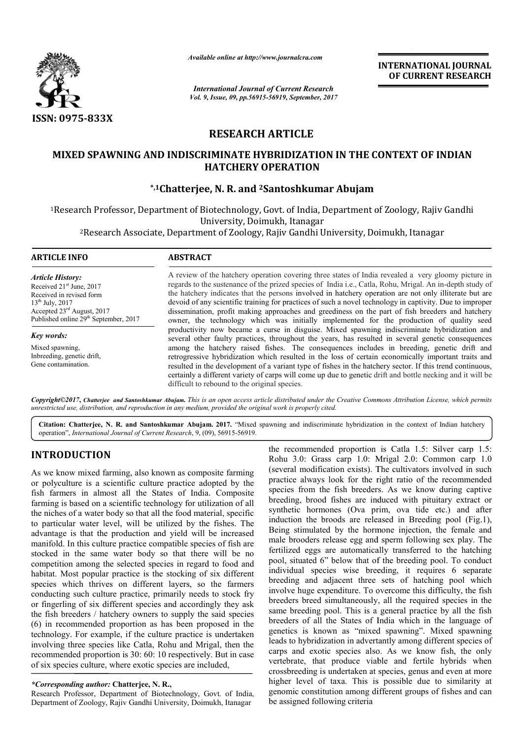# RESEARCH ARTICLE

## MIXED SPAWNING AND INDISCRIMINATE HYBRIDIZATION IN THE CONTEXT OF INDIAN HATCHERY OPERATION

**[*,1]Chatterjee, N. R. and [2]Santoshkumar Abujam**

[1]Research Professor, Department of Biotechnology, Govt. of India, Department of Zoology, Rajiv Gandhi University, Doimukh, Itanagar

[2]Research Associate, Department of Zoology, Rajiv Gandhi University, Doimukh, Itanagar

### ARTICLE INFO

*Article History:*

Received 21[st] June, 2017
Received in revised form 13[th] July, 2017
Accepted 23[rd] August, 2017
Published online 29[th] September, 2017

*Key words:*

Mixed spawning, Inbreeding, genetic drift, Gene contamination.

### ABSTRACT

A review of the hatchery operation covering three states of India revealed a very gloomy picture in regards to the sustenance of the prized species of India i.e., Catla, Rohu, Mrigal. An in-depth study of the hatchery indicates that the persons involved in hatchery operation are not only illiterate but are devoid of any scientific training for practices of such a novel technology in captivity. Due to improper dissemination, profit making approaches and greediness on the part of fish breeders and hatchery owner, the technology which was initially implemented for the production of quality seed productivity now became a curse in disguise. Mixed spawning indiscriminate hybridization and several other faulty practices, throughout the years, has resulted in several genetic consequences among the hatchery raised fishes. The consequences includes in breeding, genetic drift and retrogressive hybridization which resulted in the loss of certain economically important traits and resulted in the development of a variant type of fishes in the hatchery sector. If this trend continuous, certainly a different variety of carps will come up due to genetic drift and bottle necking and it will be difficult to rebound to the original species.

*Copyright©2017, Chatterjee and Santoshkumar Abujam. This is an open access article distributed under the Creative Commons Attribution License, which permits unrestricted use, distribution, and reproduction in any medium, provided the original work is properly cited.*

**Citation: Chatterjee, N. R. and Santoshkumar Abujam. 2017.** "Mixed spawning and indiscriminate hybridization in the context of Indian hatchery operation", *International Journal of Current Research*, 9, (09), 56915-56919.

## INTRODUCTION

As we know mixed farming, also known as composite farming or polyculture is a scientific culture practice adopted by the fish farmers in almost all the States of India. Composite farming is based on a scientific technology for utilization of all the niches of a water body so that all the food material, specific to particular water level, will be utilized by the fishes. The advantage is that the production and yield will be increased manifold. In this culture practice compatible species of fish are stocked in the same water body so that there will be no competition among the selected species in regard to food and habitat. Most popular practice is the stocking of six different species which thrives on different layers, so the farmers conducting such culture practice, primarily needs to stock fry or fingerling of six different species and accordingly they ask the fish breeders / hatchery owners to supply the said species (6) in recommended proportion as has been proposed in the technology. For example, if the culture practice is undertaken involving three species like Catla, Rohu and Mrigal, then the recommended proportion is 30: 60: 10 respectively. But in case of six species culture, where exotic species are included, the recommended proportion is Catla 1.5: Silver carp 1.5: Rohu 3.0: Grass carp 1.0: Mrigal 2.0: Common carp 1.0 (several modification exists). The cultivators involved in such practice always look for the right ratio of the recommended species from the fish breeders. As we know during captive breeding, brood fishes are induced with pituitary extract or synthetic hormones (Ova prim, ova tide etc.) and after induction the broods are released in Breeding pool (Fig.1), Being stimulated by the hormone injection, the female and male brooders release egg and sperm following sex play. The fertilized eggs are automatically transferred to the hatching pool, situated 6" below that of the breeding pool. To conduct individual species wise breeding, it requires 6 separate breeding and adjacent three sets of hatching pool which involve huge expenditure. To overcome this difficulty, the fish breeders breed simultaneously, all the required species in the same breeding pool. This is a general practice by all the fish breeders of all the States of India which in the language of genetics is known as "mixed spawning". Mixed spawning leads to hybridization in advertantly among different species of carps and exotic species also. As we know fish, the only vertebrate, that produce viable and fertile hybrids when crossbreeding is undertaken at species, genus and even at more higher level of taxa. This is possible due to similarity at genomic constitution among different groups of fishes and can be assigned following criteria

*\*Corresponding author:* **Chatterjee, N. R.,**
Research Professor, Department of Biotechnology, Govt. of India, Department of Zoology, Rajiv Gandhi University, Doimukh, Itanagar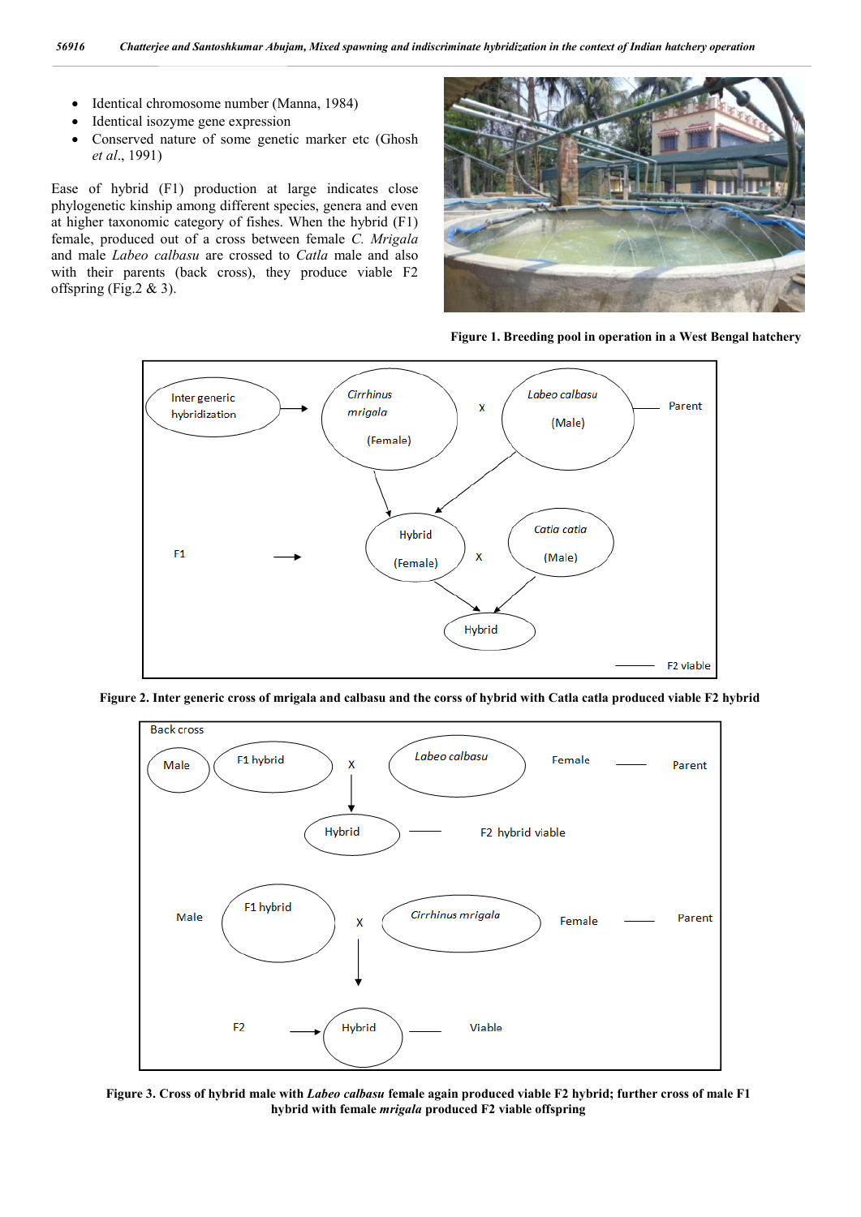- Identical chromosome number (Manna, 1984)
- Identical isozyme gene expression
- Conserved nature of some genetic marker etc (Ghosh *et al*., 1991)

Ease of hybrid (F1) production at large indicates close phylogenetic kinship among different species, genera and even at higher taxonomic category of fishes. When the hybrid (F1) female, produced out of a cross between female *C. Mrigala* and male *Labeo calbasu* are crossed to *Catla* male and also with their parents (back cross), they produce viable F2 offspring (Fig.2 & 3).

**Figure 1. Breeding pool in operation in a West Bengal hatchery**

**Figure 2. Inter generic cross of mrigala and calbasu and the corss of hybrid with Catla catla produced viable F2 hybrid**

**Figure 3. Cross of hybrid male with *Labeo calbasu* female again produced viable F2 hybrid; further cross of male F1 hybrid with female *mrigala* produced F2 viable offspring**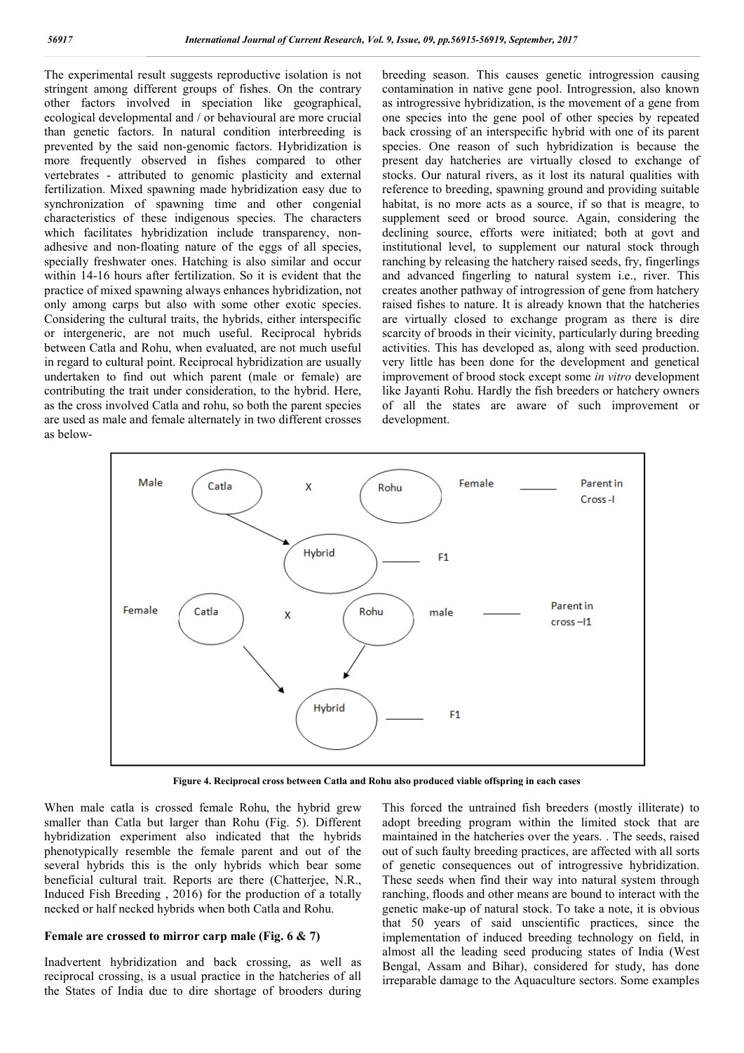The experimental result suggests reproductive isolation is not stringent among different groups of fishes. On the contrary other factors involved in speciation like geographical, ecological developmental and / or behavioural are more crucial than genetic factors. In natural condition interbreeding is prevented by the said non-genomic factors. Hybridization is more frequently observed in fishes compared to other vertebrates - attributed to genomic plasticity and external fertilization. Mixed spawning made hybridization easy due to synchronization of spawning time and other congenial characteristics of these indigenous species. The characters which facilitates hybridization include transparency, non-adhesive and non-floating nature of the eggs of all species, specially freshwater ones. Hatching is also similar and occur within 14-16 hours after fertilization. So it is evident that the practice of mixed spawning always enhances hybridization, not only among carps but also with some other exotic species. Considering the cultural traits, the hybrids, either interspecific or intergeneric, are not much useful. Reciprocal hybrids between Catla and Rohu, when evaluated, are not much useful in regard to cultural point. Reciprocal hybridization are usually undertaken to find out which parent (male or female) are contributing the trait under consideration, to the hybrid. Here, as the cross involved Catla and rohu, so both the parent species are used as male and female alternately in two different crosses as below-

breeding season. This causes genetic introgression causing contamination in native gene pool. Introgression, also known as introgressive hybridization, is the movement of a gene from one species into the gene pool of other species by repeated back crossing of an interspecific hybrid with one of its parent species. One reason of such hybridization is because the present day hatcheries are virtually closed to exchange of stocks. Our natural rivers, as it lost its natural qualities with reference to breeding, spawning ground and providing suitable habitat, is no more acts as a source, if so that is meagre, to supplement seed or brood source. Again, considering the declining source, efforts were initiated; both at govt and institutional level, to supplement our natural stock through ranching by releasing the hatchery raised seeds, fry, fingerlings and advanced fingerling to natural system i.e., river. This creates another pathway of introgression of gene from hatchery raised fishes to nature. It is already known that the hatcheries are virtually closed to exchange program as there is dire scarcity of broods in their vicinity, particularly during breeding activities. This has developed as, along with seed production. very little has been done for the development and genetical improvement of brood stock except some *in vitro* development like Jayanti Rohu. Hardly the fish breeders or hatchery owners of all the states are aware of such improvement or development.

Male — Catla X Rohu — Female — Parent in Cross -I

Hybrid — F1

Female — Catla X Rohu — male — Parent in cross –I1

Hybrid — F1

**Figure 4. Reciprocal cross between Catla and Rohu also produced viable offspring in each cases**

When male catla is crossed female Rohu, the hybrid grew smaller than Catla but larger than Rohu (Fig. 5). Different hybridization experiment also indicated that the hybrids phenotypically resemble the female parent and out of the several hybrids this is the only hybrids which bear some beneficial cultural trait. Reports are there (Chatterjee, N.R., Induced Fish Breeding , 2016) for the production of a totally necked or half necked hybrids when both Catla and Rohu.

**Female are crossed to mirror carp male (Fig. 6 & 7)**

Inadvertent hybridization and back crossing, as well as reciprocal crossing, is a usual practice in the hatcheries of all the States of India due to dire shortage of brooders during

This forced the untrained fish breeders (mostly illiterate) to adopt breeding program within the limited stock that are maintained in the hatcheries over the years. . The seeds, raised out of such faulty breeding practices, are affected with all sorts of genetic consequences out of introgressive hybridization. These seeds when find their way into natural system through ranching, floods and other means are bound to interact with the genetic make-up of natural stock. To take a note, it is obvious that 50 years of said unscientific practices, since the implementation of induced breeding technology on field, in almost all the leading seed producing states of India (West Bengal, Assam and Bihar), considered for study, has done irreparable damage to the Aquaculture sectors. Some examples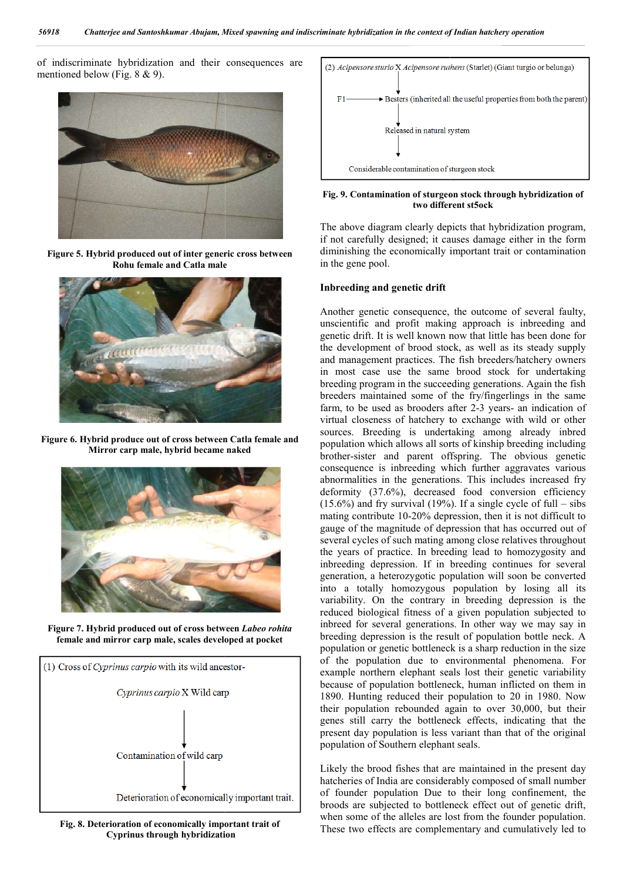of indiscriminate hybridization and their consequences are mentioned below (Fig. 8 & 9).

**Figure 5. Hybrid produced out of inter generic cross between Rohu female and Catla male**

**Figure 6. Hybrid produce out of cross between Catla female and Mirror carp male, hybrid became naked**

**Figure 7. Hybrid produced out of cross between *Labeo rohita* female and mirror carp male, scales developed at pocket**

(1) Cross of *Cyprinus carpio* with its wild ancestor-

*Cyprinus carpio* X Wild carp

↓

Contamination of wild carp

↓

Deterioration of economically important trait.

**Fig. 8. Deterioration of economically important trait of Cyprinus through hybridization**

(2) *Acipensore sturio* X *Acipensore ruthens* (Starlet) (Giant turgio or belunga)

↓

F1 ⟶ Besters (inherited all the useful properties from both the parent)

↓

Released in natural system

↓

Considerable contamination of sturgeon stock

**Fig. 9. Contamination of sturgeon stock through hybridization of two different st5ock**

The above diagram clearly depicts that hybridization program, if not carefully designed; it causes damage either in the form diminishing the economically important trait or contamination in the gene pool.

### Inbreeding and genetic drift

Another genetic consequence, the outcome of several faulty, unscientific and profit making approach is inbreeding and genetic drift. It is well known now that little has been done for the development of brood stock, as well as its steady supply and management practices. The fish breeders/hatchery owners in most case use the same brood stock for undertaking breeding program in the succeeding generations. Again the fish breeders maintained some of the fry/fingerlings in the same farm, to be used as brooders after 2-3 years- an indication of virtual closeness of hatchery to exchange with wild or other sources. Breeding is undertaking among already inbred population which allows all sorts of kinship breeding including brother-sister and parent offspring. The obvious genetic consequence is inbreeding which further aggravates various abnormalities in the generations. This includes increased fry deformity (37.6%), decreased food conversion efficiency (15.6%) and fry survival (19%). If a single cycle of full – sibs mating contribute 10-20% depression, then it is not difficult to gauge of the magnitude of depression that has occurred out of several cycles of such mating among close relatives throughout the years of practice. In breeding lead to homozygosity and inbreeding depression. If in breeding continues for several generation, a heterozygotic population will soon be converted into a totally homozygous population by losing all its variability. On the contrary in breeding depression is the reduced biological fitness of a given population subjected to inbreed for several generations. In other way we may say in breeding depression is the result of population bottle neck. A population or genetic bottleneck is a sharp reduction in the size of the population due to environmental phenomena. For example northern elephant seals lost their genetic variability because of population bottleneck, human inflicted on them in 1890. Hunting reduced their population to 20 in 1980. Now their population rebounded again to over 30,000, but their genes still carry the bottleneck effects, indicating that the present day population is less variant than that of the original population of Southern elephant seals.

Likely the brood fishes that are maintained in the present day hatcheries of India are considerably composed of small number of founder population Due to their long confinement, the broods are subjected to bottleneck effect out of genetic drift, when some of the alleles are lost from the founder population. These two effects are complementary and cumulatively led to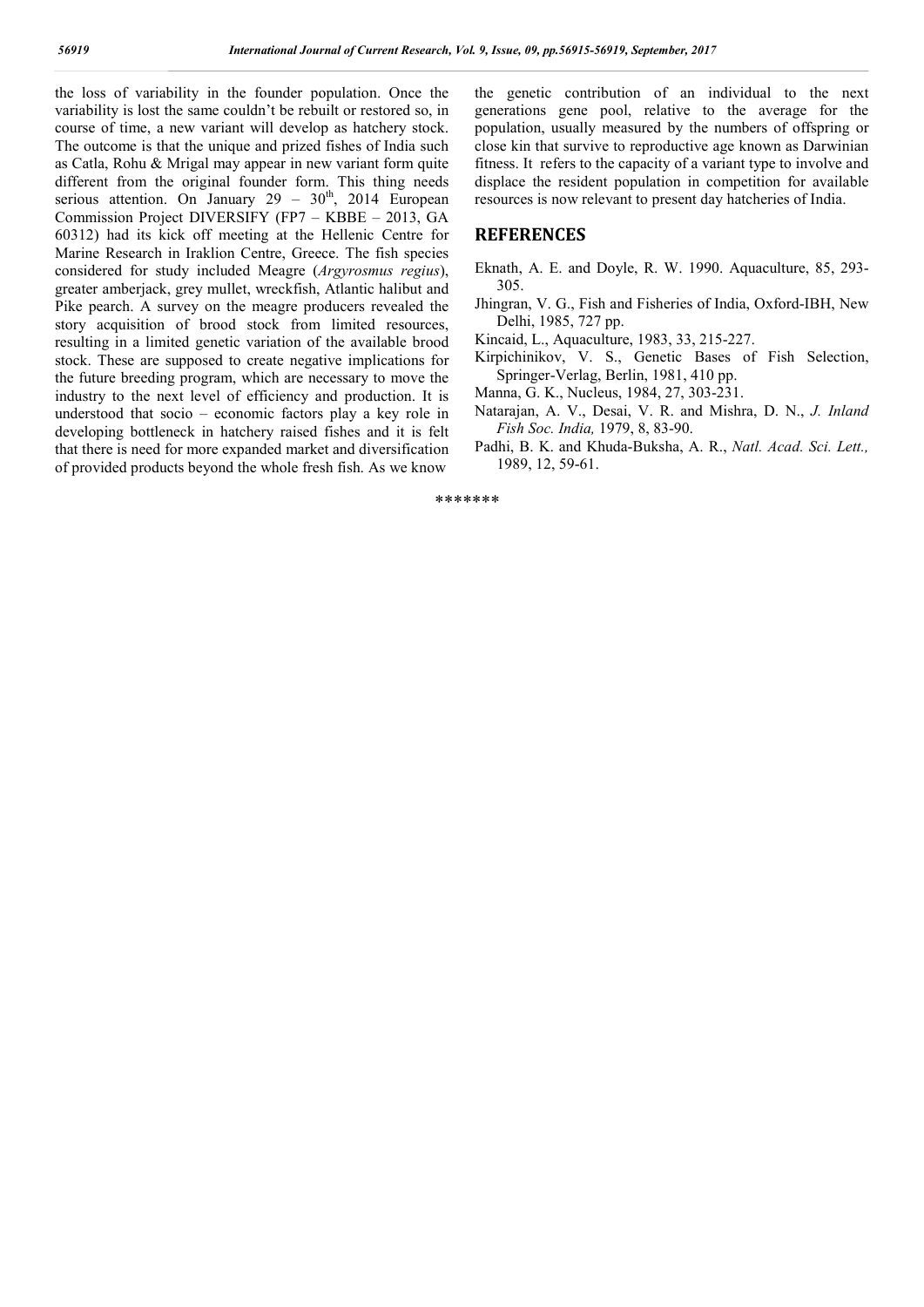the loss of variability in the founder population. Once the variability is lost the same couldn't be rebuilt or restored so, in course of time, a new variant will develop as hatchery stock. The outcome is that the unique and prized fishes of India such as Catla, Rohu & Mrigal may appear in new variant form quite different from the original founder form. This thing needs serious attention. On January 29 – 30th, 2014 European Commission Project DIVERSIFY (FP7 – KBBE – 2013, GA 60312) had its kick off meeting at the Hellenic Centre for Marine Research in Iraklion Centre, Greece. The fish species considered for study included Meagre (*Argyrosmus regius*), greater amberjack, grey mullet, wreckfish, Atlantic halibut and Pike pearch. A survey on the meagre producers revealed the story acquisition of brood stock from limited resources, resulting in a limited genetic variation of the available brood stock. These are supposed to create negative implications for the future breeding program, which are necessary to move the industry to the next level of efficiency and production. It is understood that socio – economic factors play a key role in developing bottleneck in hatchery raised fishes and it is felt that there is need for more expanded market and diversification of provided products beyond the whole fresh fish. As we know the genetic contribution of an individual to the next generations gene pool, relative to the average for the population, usually measured by the numbers of offspring or close kin that survive to reproductive age known as Darwinian fitness. It refers to the capacity of a variant type to involve and displace the resident population in competition for available resources is now relevant to present day hatcheries of India.

## REFERENCES

Eknath, A. E. and Doyle, R. W. 1990. Aquaculture, 85, 293-305.

Jhingran, V. G., Fish and Fisheries of India, Oxford-IBH, New Delhi, 1985, 727 pp.

Kincaid, L., Aquaculture, 1983, 33, 215-227.

Kirpichinikov, V. S., Genetic Bases of Fish Selection, Springer-Verlag, Berlin, 1981, 410 pp.

Manna, G. K., Nucleus, 1984, 27, 303-231.

Natarajan, A. V., Desai, V. R. and Mishra, D. N., *J. Inland Fish Soc. India,* 1979, 8, 83-90.

Padhi, B. K. and Khuda-Buksha, A. R., *Natl. Acad. Sci. Lett.,* 1989, 12, 59-61.

*******